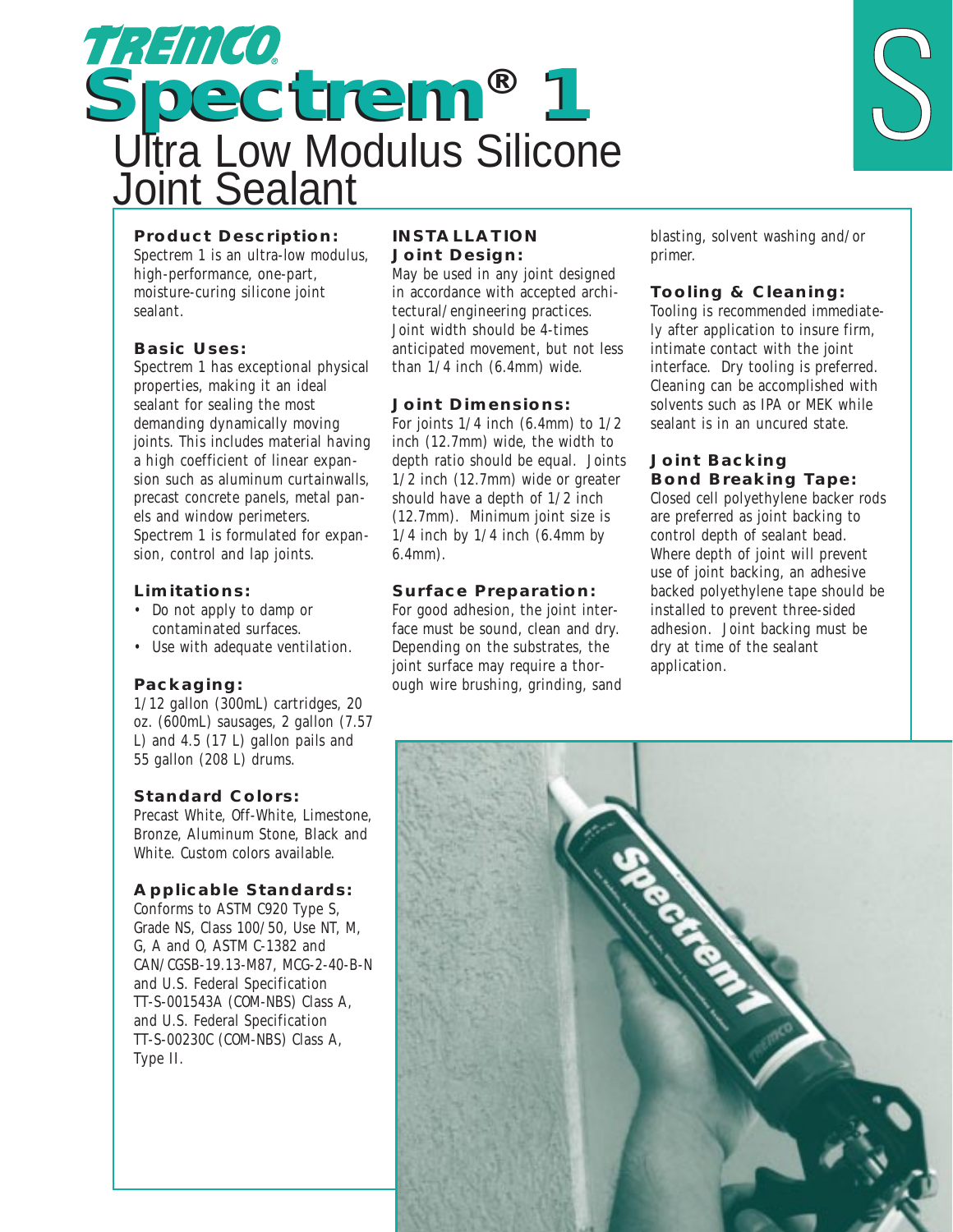TREMCO

# Spectrem® 1

## Ultra Low Modulus Silicone Joint Sealant

S

### Product Description:

Spectrem 1 is an ultra-low modulus, high-performance, one-part, moisture-curing silicone joint sealant.

### Basic Uses:

Spectrem 1 has exceptional physical properties, making it an ideal sealant for sealing the most demanding dynamically moving joints. This includes material having a high coefficient of linear expansion such as aluminum curtainwalls, precast concrete panels, metal panels and window perimeters. Spectrem 1 is formulated for expansion, control and lap joints.

### Limitations:

- Do not apply to damp or contaminated surfaces.
- Use with adequate ventilation.

### Packaging:

1/12 gallon (300mL) cartridges, 20 oz. (600mL) sausages, 2 gallon (7.57 L) and 4.5 (17 L) gallon pails and 55 gallon (208 L) drums.

### Standard Colors:

Precast White, Off-White, Limestone, Bronze, Aluminum Stone, Black and White. Custom colors available.

### Applicable Standards:

Conforms to ASTM C920 Type S, Grade NS, Class 100/50, Use NT, M, G, A and O, ASTM C-1382 and CAN/CGSB-19.13-M87, MCG-2-40-B-N and U.S. Federal Specification TT-S-001543A (COM-NBS) Class A, and U.S. Federal Specification TT-S-00230C (COM-NBS) Class A, Type II.

## INSTALLATION

### Joint Design:

May be used in any joint designed in accordance with accepted architectural/engineering practices. Joint width should be 4-times anticipated movement, but not less than 1/4 inch (6.4mm) wide.

### Joint Dimensions:

For joints 1/4 inch (6.4mm) to 1/2 inch (12.7mm) wide, the width to depth ratio should be equal. Joints 1/2 inch (12.7mm) wide or greater should have a depth of 1/2 inch (12.7mm). Minimum joint size is 1/4 inch by 1/4 inch (6.4mm by 6.4mm).

### Surface Preparation:

For good adhesion, the joint interface must be sound, clean and dry. Depending on the substrates, the joint surface may require a thorough wire brushing, grinding, sand blasting, solvent washing and/or primer.

### Tooling & Cleaning:

Tooling is recommended immediately after application to insure firm, intimate contact with the joint interface. Dry tooling is preferred. Cleaning can be accomplished with solvents such as IPA or MEK while sealant is in an uncured state.

### Joint Backing Bond Breaking Tape:

Closed cell polyethylene backer rods are preferred as joint backing to control depth of sealant bead. Where depth of joint will prevent use of joint backing, an adhesive backed polyethylene tape should be installed to prevent three-sided adhesion. Joint backing must be dry at time of the sealant application.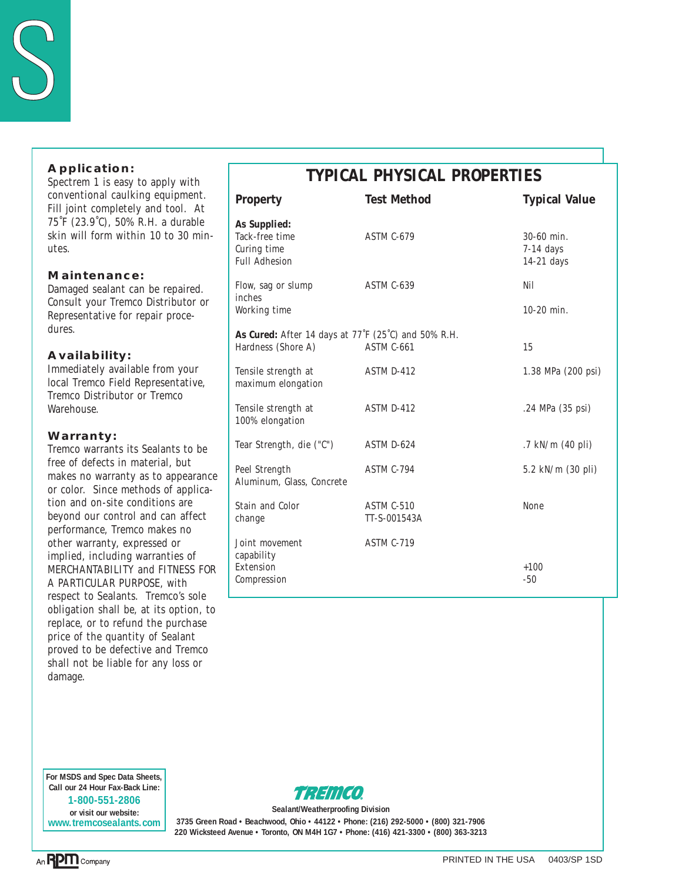S

**Application:**
Spectrem 1 is easy to apply with conventional caulking equipment. Fill joint completely and tool. At 75˚F (23.9˚C), 50% R.H. a durable skin will form within 10 to 30 minutes.

**Maintenance:**
Damaged sealant can be repaired. Consult your Tremco Distributor or Representative for repair procedures.

**Availability:**
Immediately available from your local Tremco Field Representative, Tremco Distributor or Tremco Warehouse.

**Warranty:**
Tremco warrants its Sealants to be free of defects in material, but makes no warranty as to appearance or color. Since methods of application and on-site conditions are beyond our control and can affect performance, Tremco makes no other warranty, expressed or implied, including warranties of MERCHANTABILITY and FITNESS FOR A PARTICULAR PURPOSE, with respect to Sealants. Tremco's sole obligation shall be, at its option, to replace, or to refund the purchase price of the quantity of Sealant proved to be defective and Tremco shall not be liable for any loss or damage.

## TYPICAL PHYSICAL PROPERTIES

| Property | Test Method | Typical Value |
|---|---|---|
| **As Supplied:** | | |
| Tack-free time | ASTM C-679 | 30-60 min. |
| Curing time | | 7-14 days |
| Full Adhesion | | 14-21 days |
| Flow, sag or slump inches | ASTM C-639 | Nil |
| Working time | | 10-20 min. |
| **As Cured:** After 14 days at 77˚F (25˚C) and 50% R.H. | | |
| Hardness (Shore A) | ASTM C-661 | 15 |
| Tensile strength at maximum elongation | ASTM D-412 | 1.38 MPa (200 psi) |
| Tensile strength at 100% elongation | ASTM D-412 | .24 MPa (35 psi) |
| Tear Strength, die ("C") | ASTM D-624 | .7 kN/m (40 pli) |
| Peel Strength Aluminum, Glass, Concrete | ASTM C-794 | 5.2 kN/m (30 pli) |
| Stain and Color change | ASTM C-510 TT-S-001543A | None |
| Joint movement capability | ASTM C-719 | |
| Extension | | +100 |
| Compression | | -50 |

For MSDS and Spec Data Sheets, Call our 24 Hour Fax-Back Line:
1-800-551-2806
or visit our website:
www.tremcosealants.com

TREMCO
Sealant/Weatherproofing Division
3735 Green Road • Beachwood, Ohio • 44122 • Phone: (216) 292-5000 • (800) 321-7906
220 Wicksteed Avenue • Toronto, ON M4H 1G7 • Phone: (416) 421-3300 • (800) 363-3213

An RPM Company

PRINTED IN THE USA 0403/SP 1SD